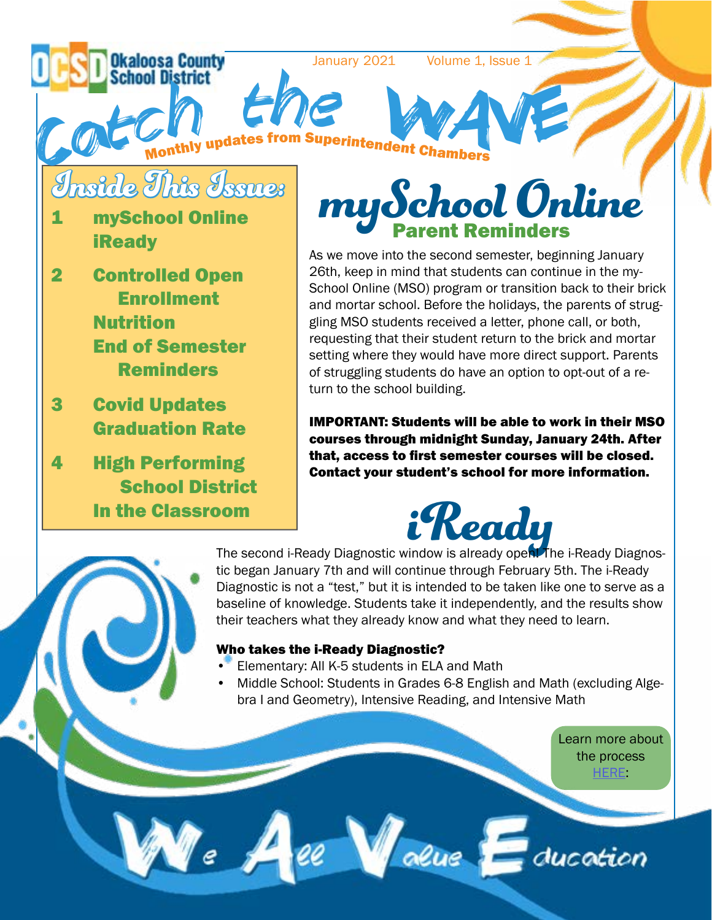Okaloosa County School District

January 2021 Volume 1, Issue 1

# Catch the WAVE

Monthly updates from Superintendent Chambers

## Inside This Issue:

1 mySchool Online
iReady

2 Controlled Open Enrollment
Nutrition
End of Semester Reminders

3 Covid Updates
Graduation Rate

4 High Performing School District
In the Classroom

## mySchool Online

### Parent Reminders

As we move into the second semester, beginning January 26th, keep in mind that students can continue in the my-School Online (MSO) program or transition back to their brick and mortar school. Before the holidays, the parents of struggling MSO students received a letter, phone call, or both, requesting that their student return to the brick and mortar setting where they would have more direct support. Parents of struggling students do have an option to opt-out of a return to the school building.

**IMPORTANT: Students will be able to work in their MSO courses through midnight Sunday, January 24th. After that, access to first semester courses will be closed. Contact your student's school for more information.**

## iReady

The second i-Ready Diagnostic window is already open! The i-Ready Diagnostic began January 7th and will continue through February 5th. The i-Ready Diagnostic is not a "test," but it is intended to be taken like one to serve as a baseline of knowledge. Students take it independently, and the results show their teachers what they already know and what they need to learn.

**Who takes the i-Ready Diagnostic?**

- Elementary: All K-5 students in ELA and Math
- Middle School: Students in Grades 6-8 English and Math (excluding Algebra I and Geometry), Intensive Reading, and Intensive Math

Learn more about the process HERE:

We All Value Education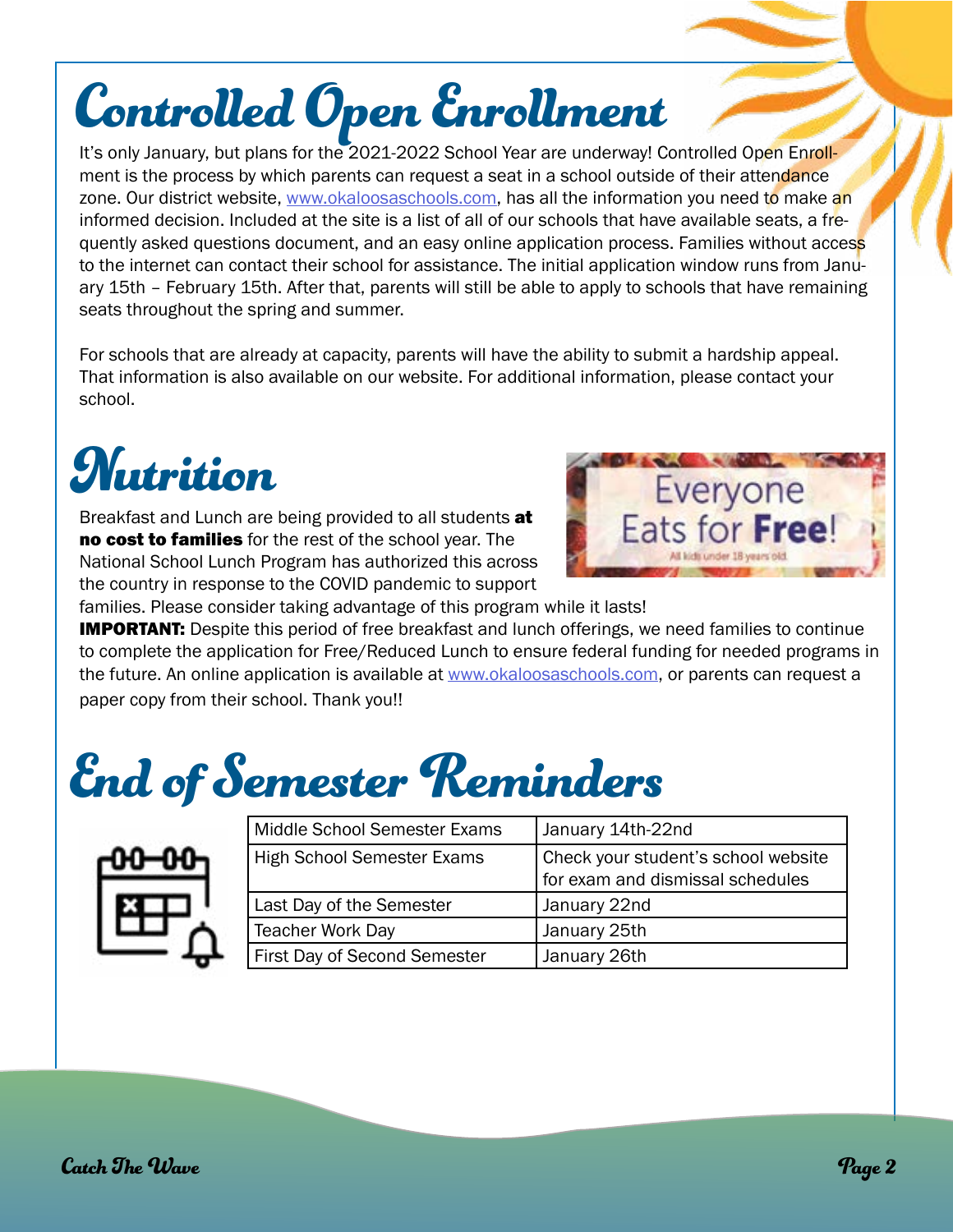# Controlled Open Enrollment

It's only January, but plans for the 2021-2022 School Year are underway! Controlled Open Enrollment is the process by which parents can request a seat in a school outside of their attendance zone. Our district website, www.okaloosaschools.com, has all the information you need to make an informed decision. Included at the site is a list of all of our schools that have available seats, a frequently asked questions document, and an easy online application process. Families without access to the internet can contact their school for assistance. The initial application window runs from January 15th – February 15th. After that, parents will still be able to apply to schools that have remaining seats throughout the spring and summer.

For schools that are already at capacity, parents will have the ability to submit a hardship appeal. That information is also available on our website. For additional information, please contact your school.

# Nutrition

Breakfast and Lunch are being provided to all students **at no cost to families** for the rest of the school year. The National School Lunch Program has authorized this across the country in response to the COVID pandemic to support families. Please consider taking advantage of this program while it lasts!

**IMPORTANT:** Despite this period of free breakfast and lunch offerings, we need families to continue to complete the application for Free/Reduced Lunch to ensure federal funding for needed programs in the future. An online application is available at www.okaloosaschools.com, or parents can request a paper copy from their school. Thank you!!

# End of Semester Reminders

| Event | Date |
|---|---|
| Middle School Semester Exams | January 14th-22nd |
| High School Semester Exams | Check your student's school website for exam and dismissal schedules |
| Last Day of the Semester | January 22nd |
| Teacher Work Day | January 25th |
| First Day of Second Semester | January 26th |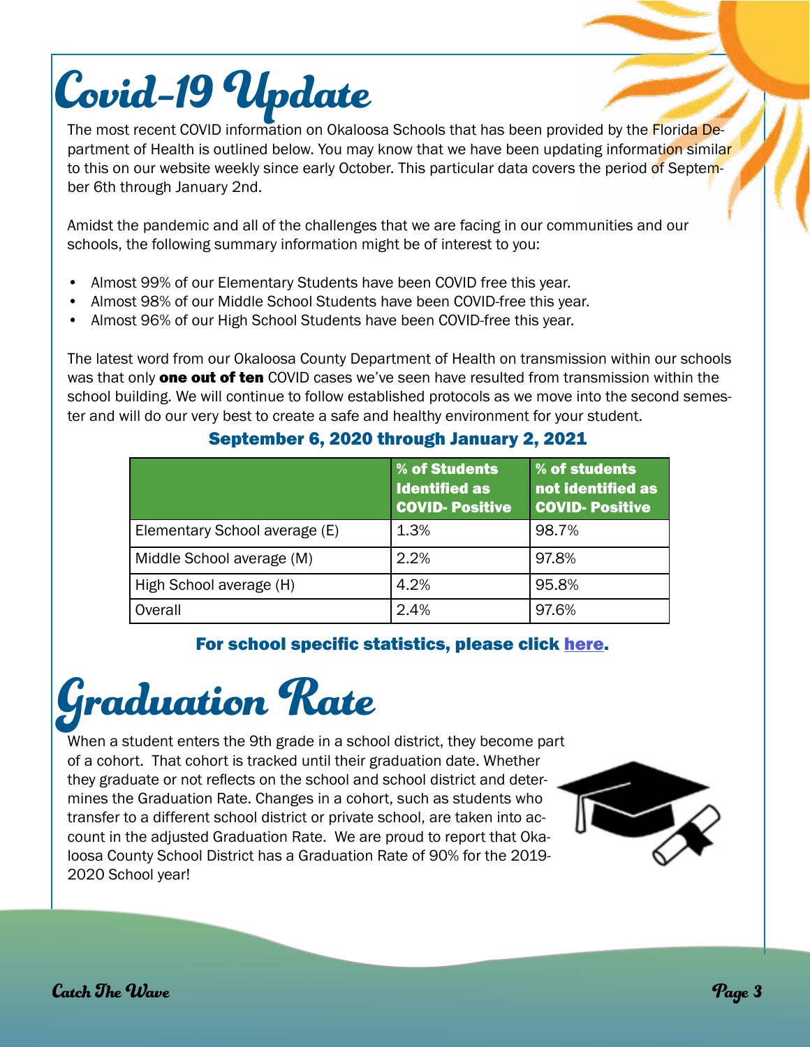# Covid-19 Update

The most recent COVID information on Okaloosa Schools that has been provided by the Florida Department of Health is outlined below. You may know that we have been updating information similar to this on our website weekly since early October. This particular data covers the period of September 6th through January 2nd.

Amidst the pandemic and all of the challenges that we are facing in our communities and our schools, the following summary information might be of interest to you:

- Almost 99% of our Elementary Students have been COVID free this year.
- Almost 98% of our Middle School Students have been COVID-free this year.
- Almost 96% of our High School Students have been COVID-free this year.

The latest word from our Okaloosa County Department of Health on transmission within our schools was that only **one out of ten** COVID cases we've seen have resulted from transmission within the school building. We will continue to follow established protocols as we move into the second semester and will do our very best to create a safe and healthy environment for your student.

### September 6, 2020 through January 2, 2021

| | % of Students Identified as COVID- Positive | % of students not identified as COVID- Positive |
|---|---|---|
| Elementary School average (E) | 1.3% | 98.7% |
| Middle School average (M) | 2.2% | 97.8% |
| High School average (H) | 4.2% | 95.8% |
| Overall | 2.4% | 97.6% |

**For school specific statistics, please click here.**

# Graduation Rate

When a student enters the 9th grade in a school district, they become part of a cohort. That cohort is tracked until their graduation date. Whether they graduate or not reflects on the school and school district and determines the Graduation Rate. Changes in a cohort, such as students who transfer to a different school district or private school, are taken into account in the adjusted Graduation Rate. We are proud to report that Okaloosa County School District has a Graduation Rate of 90% for the 2019-2020 School year!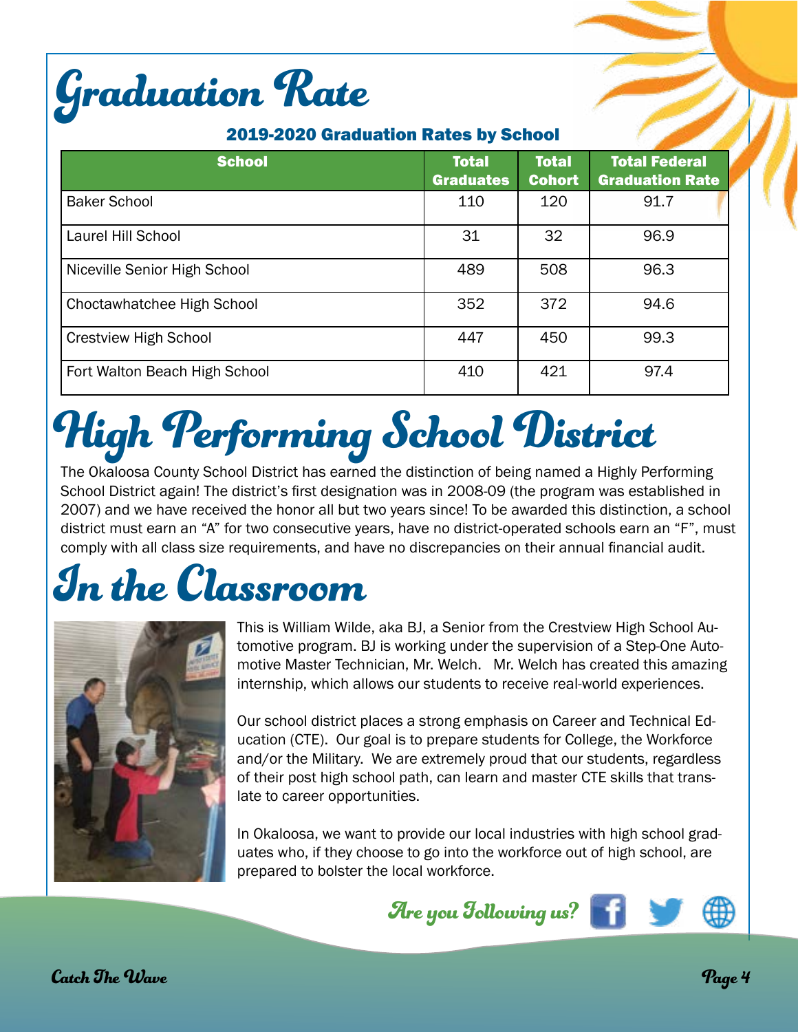# Graduation Rate

## 2019-2020 Graduation Rates by School

| School | Total Graduates | Total Cohort | Total Federal Graduation Rate |
| --- | --- | --- | --- |
| Baker School | 110 | 120 | 91.7 |
| Laurel Hill School | 31 | 32 | 96.9 |
| Niceville Senior High School | 489 | 508 | 96.3 |
| Choctawhatchee High School | 352 | 372 | 94.6 |
| Crestview High School | 447 | 450 | 99.3 |
| Fort Walton Beach High School | 410 | 421 | 97.4 |

# High Performing School District

The Okaloosa County School District has earned the distinction of being named a Highly Performing School District again! The district's first designation was in 2008-09 (the program was established in 2007) and we have received the honor all but two years since! To be awarded this distinction, a school district must earn an "A" for two consecutive years, have no district-operated schools earn an "F", must comply with all class size requirements, and have no discrepancies on their annual financial audit.

# In the Classroom

This is William Wilde, aka BJ, a Senior from the Crestview High School Automotive program. BJ is working under the supervision of a Step-One Automotive Master Technician, Mr. Welch. Mr. Welch has created this amazing internship, which allows our students to receive real-world experiences.

Our school district places a strong emphasis on Career and Technical Education (CTE). Our goal is to prepare students for College, the Workforce and/or the Military. We are extremely proud that our students, regardless of their post high school path, can learn and master CTE skills that translate to career opportunities.

In Okaloosa, we want to provide our local industries with high school graduates who, if they choose to go into the workforce out of high school, are prepared to bolster the local workforce.

**Are you Following us?**